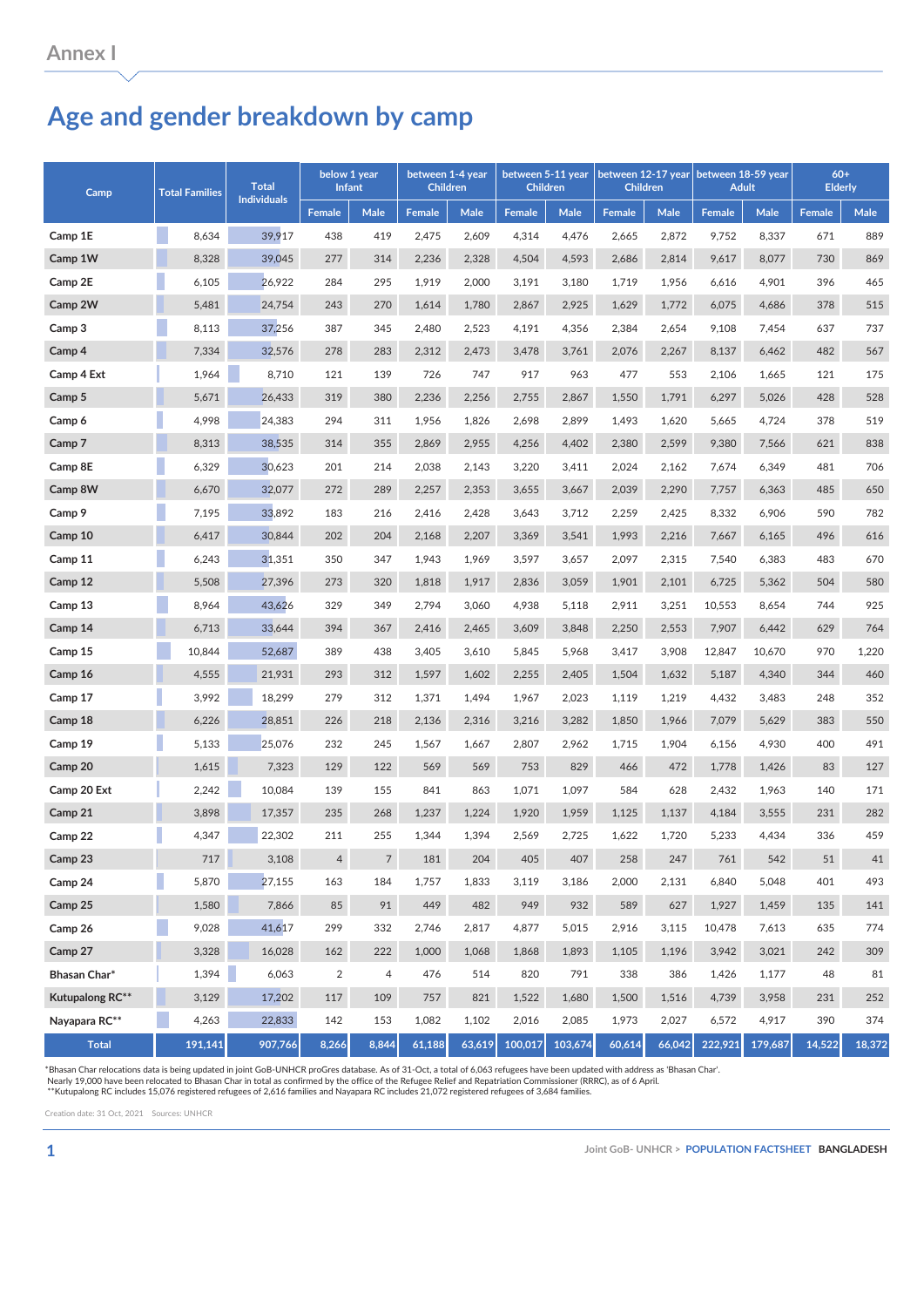Annex I

# Age and gender breakdown by camp

| Camp | Total Families | Total Individuals | below 1 year Infant | | between 1-4 year Children | | between 5-11 year Children | | between 12-17 year Children | | between 18-59 year Adult | | 60+ Elderly | |
|---|---|---|---|---|---|---|---|---|---|---|---|---|---|---|
| | | | Female | Male | Female | Male | Female | Male | Female | Male | Female | Male | Female | Male |
| **Camp 1E** | 8,634 | 39,917 | 438 | 419 | 2,475 | 2,609 | 4,314 | 4,476 | 2,665 | 2,872 | 9,752 | 8,337 | 671 | 889 |
| **Camp 1W** | 8,328 | 39,045 | 277 | 314 | 2,236 | 2,328 | 4,504 | 4,593 | 2,686 | 2,814 | 9,617 | 8,077 | 730 | 869 |
| **Camp 2E** | 6,105 | 26,922 | 284 | 295 | 1,919 | 2,000 | 3,191 | 3,180 | 1,719 | 1,956 | 6,616 | 4,901 | 396 | 465 |
| **Camp 2W** | 5,481 | 24,754 | 243 | 270 | 1,614 | 1,780 | 2,867 | 2,925 | 1,629 | 1,772 | 6,075 | 4,686 | 378 | 515 |
| **Camp 3** | 8,113 | 37,256 | 387 | 345 | 2,480 | 2,523 | 4,191 | 4,356 | 2,384 | 2,654 | 9,108 | 7,454 | 637 | 737 |
| **Camp 4** | 7,334 | 32,576 | 278 | 283 | 2,312 | 2,473 | 3,478 | 3,761 | 2,076 | 2,267 | 8,137 | 6,462 | 482 | 567 |
| **Camp 4 Ext** | 1,964 | 8,710 | 121 | 139 | 726 | 747 | 917 | 963 | 477 | 553 | 2,106 | 1,665 | 121 | 175 |
| **Camp 5** | 5,671 | 26,433 | 319 | 380 | 2,236 | 2,256 | 2,755 | 2,867 | 1,550 | 1,791 | 6,297 | 5,026 | 428 | 528 |
| **Camp 6** | 4,998 | 24,383 | 294 | 311 | 1,956 | 1,826 | 2,698 | 2,899 | 1,493 | 1,620 | 5,665 | 4,724 | 378 | 519 |
| **Camp 7** | 8,313 | 38,535 | 314 | 355 | 2,869 | 2,955 | 4,256 | 4,402 | 2,380 | 2,599 | 9,380 | 7,566 | 621 | 838 |
| **Camp 8E** | 6,329 | 30,623 | 201 | 214 | 2,038 | 2,143 | 3,220 | 3,411 | 2,024 | 2,162 | 7,674 | 6,349 | 481 | 706 |
| **Camp 8W** | 6,670 | 32,077 | 272 | 289 | 2,257 | 2,353 | 3,655 | 3,667 | 2,039 | 2,290 | 7,757 | 6,363 | 485 | 650 |
| **Camp 9** | 7,195 | 33,892 | 183 | 216 | 2,416 | 2,428 | 3,643 | 3,712 | 2,259 | 2,425 | 8,332 | 6,906 | 590 | 782 |
| **Camp 10** | 6,417 | 30,844 | 202 | 204 | 2,168 | 2,207 | 3,369 | 3,541 | 1,993 | 2,216 | 7,667 | 6,165 | 496 | 616 |
| **Camp 11** | 6,243 | 31,351 | 350 | 347 | 1,943 | 1,969 | 3,597 | 3,657 | 2,097 | 2,315 | 7,540 | 6,383 | 483 | 670 |
| **Camp 12** | 5,508 | 27,396 | 273 | 320 | 1,818 | 1,917 | 2,836 | 3,059 | 1,901 | 2,101 | 6,725 | 5,362 | 504 | 580 |
| **Camp 13** | 8,964 | 43,626 | 329 | 349 | 2,794 | 3,060 | 4,938 | 5,118 | 2,911 | 3,251 | 10,553 | 8,654 | 744 | 925 |
| **Camp 14** | 6,713 | 33,644 | 394 | 367 | 2,416 | 2,465 | 3,609 | 3,848 | 2,250 | 2,553 | 7,907 | 6,442 | 629 | 764 |
| **Camp 15** | 10,844 | 52,687 | 389 | 438 | 3,405 | 3,610 | 5,845 | 5,968 | 3,417 | 3,908 | 12,847 | 10,670 | 970 | 1,220 |
| **Camp 16** | 4,555 | 21,931 | 293 | 312 | 1,597 | 1,602 | 2,255 | 2,405 | 1,504 | 1,632 | 5,187 | 4,340 | 344 | 460 |
| **Camp 17** | 3,992 | 18,299 | 279 | 312 | 1,371 | 1,494 | 1,967 | 2,023 | 1,119 | 1,219 | 4,432 | 3,483 | 248 | 352 |
| **Camp 18** | 6,226 | 28,851 | 226 | 218 | 2,136 | 2,316 | 3,216 | 3,282 | 1,850 | 1,966 | 7,079 | 5,629 | 383 | 550 |
| **Camp 19** | 5,133 | 25,076 | 232 | 245 | 1,567 | 1,667 | 2,807 | 2,962 | 1,715 | 1,904 | 6,156 | 4,930 | 400 | 491 |
| **Camp 20** | 1,615 | 7,323 | 129 | 122 | 569 | 569 | 753 | 829 | 466 | 472 | 1,778 | 1,426 | 83 | 127 |
| **Camp 20 Ext** | 2,242 | 10,084 | 139 | 155 | 841 | 863 | 1,071 | 1,097 | 584 | 628 | 2,432 | 1,963 | 140 | 171 |
| **Camp 21** | 3,898 | 17,357 | 235 | 268 | 1,237 | 1,224 | 1,920 | 1,959 | 1,125 | 1,137 | 4,184 | 3,555 | 231 | 282 |
| **Camp 22** | 4,347 | 22,302 | 211 | 255 | 1,344 | 1,394 | 2,569 | 2,725 | 1,622 | 1,720 | 5,233 | 4,434 | 336 | 459 |
| **Camp 23** | 717 | 3,108 | 4 | 7 | 181 | 204 | 405 | 407 | 258 | 247 | 761 | 542 | 51 | 41 |
| **Camp 24** | 5,870 | 27,155 | 163 | 184 | 1,757 | 1,833 | 3,119 | 3,186 | 2,000 | 2,131 | 6,840 | 5,048 | 401 | 493 |
| **Camp 25** | 1,580 | 7,866 | 85 | 91 | 449 | 482 | 949 | 932 | 589 | 627 | 1,927 | 1,459 | 135 | 141 |
| **Camp 26** | 9,028 | 41,617 | 299 | 332 | 2,746 | 2,817 | 4,877 | 5,015 | 2,916 | 3,115 | 10,478 | 7,613 | 635 | 774 |
| **Camp 27** | 3,328 | 16,028 | 162 | 222 | 1,000 | 1,068 | 1,868 | 1,893 | 1,105 | 1,196 | 3,942 | 3,021 | 242 | 309 |
| **Bhasan Char*** | 1,394 | 6,063 | 2 | 4 | 476 | 514 | 820 | 791 | 338 | 386 | 1,426 | 1,177 | 48 | 81 |
| **Kutupalong RC**** | 3,129 | 17,202 | 117 | 109 | 757 | 821 | 1,522 | 1,680 | 1,500 | 1,516 | 4,739 | 3,958 | 231 | 252 |
| **Nayapara RC**** | 4,263 | 22,833 | 142 | 153 | 1,082 | 1,102 | 2,016 | 2,085 | 1,973 | 2,027 | 6,572 | 4,917 | 390 | 374 |
| **Total** | **191,141** | **907,766** | **8,266** | **8,844** | **61,188** | **63,619** | **100,017** | **103,674** | **60,614** | **66,042** | **222,921** | **179,687** | **14,522** | **18,372** |

*Bhasan Char relocations data is being updated in joint GoB-UNHCR proGres database. As of 31-Oct, a total of 6,063 refugees have been updated with address as 'Bhasan Char'. Nearly 19,000 have been relocated to Bhasan Char in total as confirmed by the office of the Refugee Relief and Repatriation Commissioner (RRRC), as of 6 April.
**Kutupalong RC includes 15,076 registered refugees of 2,616 families and Nayapara RC includes 21,072 registered refugees of 3,684 families.

Creation date: 31 Oct, 2021 Sources: UNHCR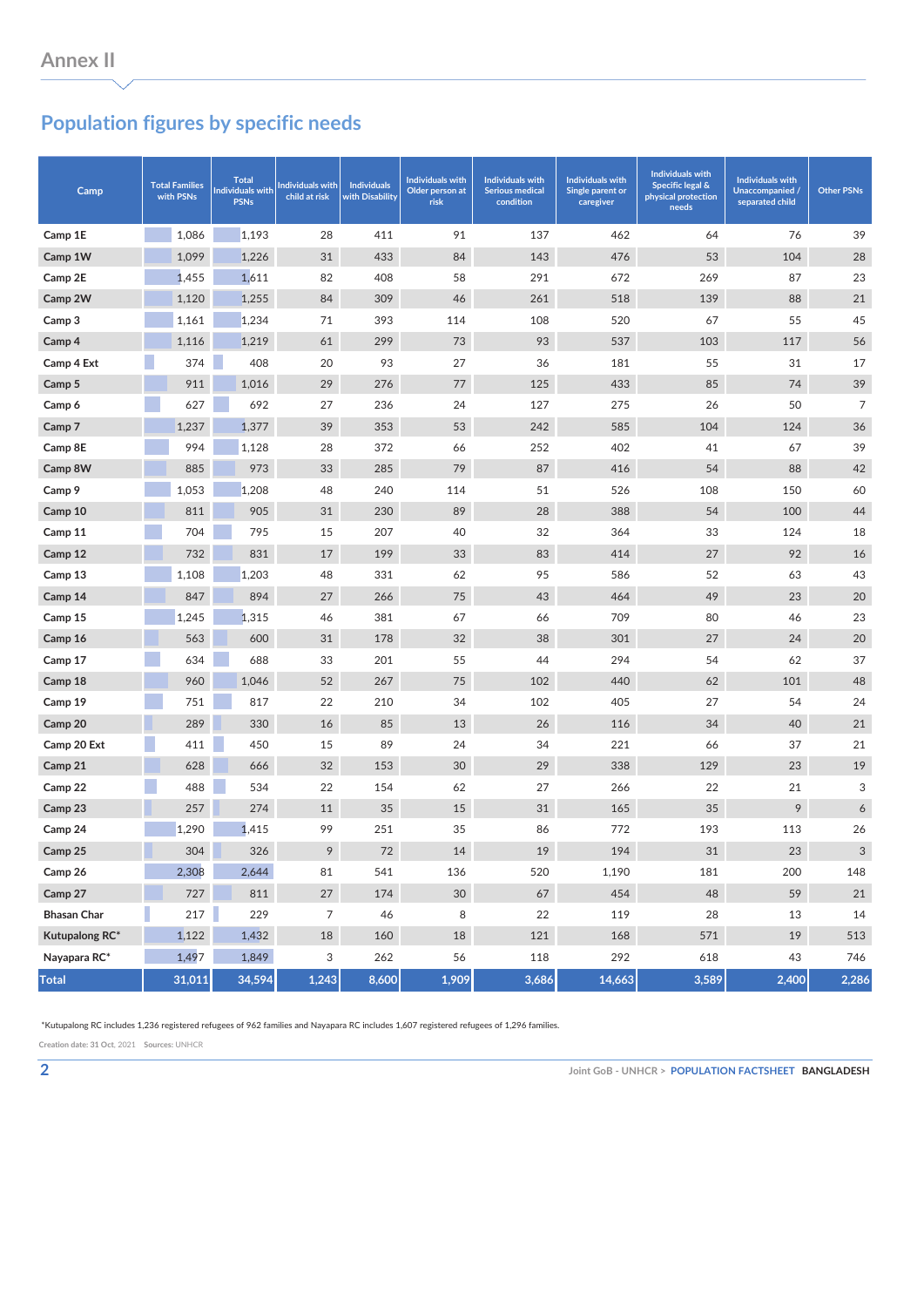# Annex II

## Population figures by specific needs

| Camp | Total Families with PSNs | Total Individuals with PSNs | Individuals with child at risk | Individuals with Disability | Individuals with Older person at risk | Individuals with Serious medical condition | Individuals with Single parent or caregiver | Individuals with Specific legal & physical protection needs | Individuals with Unaccompanied / separated child | Other PSNs |
|---|---|---|---|---|---|---|---|---|---|---|
| Camp 1E | 1,086 | 1,193 | 28 | 411 | 91 | 137 | 462 | 64 | 76 | 39 |
| Camp 1W | 1,099 | 1,226 | 31 | 433 | 84 | 143 | 476 | 53 | 104 | 28 |
| Camp 2E | 1,455 | 1,611 | 82 | 408 | 58 | 291 | 672 | 269 | 87 | 23 |
| Camp 2W | 1,120 | 1,255 | 84 | 309 | 46 | 261 | 518 | 139 | 88 | 21 |
| Camp 3 | 1,161 | 1,234 | 71 | 393 | 114 | 108 | 520 | 67 | 55 | 45 |
| Camp 4 | 1,116 | 1,219 | 61 | 299 | 73 | 93 | 537 | 103 | 117 | 56 |
| Camp 4 Ext | 374 | 408 | 20 | 93 | 27 | 36 | 181 | 55 | 31 | 17 |
| Camp 5 | 911 | 1,016 | 29 | 276 | 77 | 125 | 433 | 85 | 74 | 39 |
| Camp 6 | 627 | 692 | 27 | 236 | 24 | 127 | 275 | 26 | 50 | 7 |
| Camp 7 | 1,237 | 1,377 | 39 | 353 | 53 | 242 | 585 | 104 | 124 | 36 |
| Camp 8E | 994 | 1,128 | 28 | 372 | 66 | 252 | 402 | 41 | 67 | 39 |
| Camp 8W | 885 | 973 | 33 | 285 | 79 | 87 | 416 | 54 | 88 | 42 |
| Camp 9 | 1,053 | 1,208 | 48 | 240 | 114 | 51 | 526 | 108 | 150 | 60 |
| Camp 10 | 811 | 905 | 31 | 230 | 89 | 28 | 388 | 54 | 100 | 44 |
| Camp 11 | 704 | 795 | 15 | 207 | 40 | 32 | 364 | 33 | 124 | 18 |
| Camp 12 | 732 | 831 | 17 | 199 | 33 | 83 | 414 | 27 | 92 | 16 |
| Camp 13 | 1,108 | 1,203 | 48 | 331 | 62 | 95 | 586 | 52 | 63 | 43 |
| Camp 14 | 847 | 894 | 27 | 266 | 75 | 43 | 464 | 49 | 23 | 20 |
| Camp 15 | 1,245 | 1,315 | 46 | 381 | 67 | 66 | 709 | 80 | 46 | 23 |
| Camp 16 | 563 | 600 | 31 | 178 | 32 | 38 | 301 | 27 | 24 | 20 |
| Camp 17 | 634 | 688 | 33 | 201 | 55 | 44 | 294 | 54 | 62 | 37 |
| Camp 18 | 960 | 1,046 | 52 | 267 | 75 | 102 | 440 | 62 | 101 | 48 |
| Camp 19 | 751 | 817 | 22 | 210 | 34 | 102 | 405 | 27 | 54 | 24 |
| Camp 20 | 289 | 330 | 16 | 85 | 13 | 26 | 116 | 34 | 40 | 21 |
| Camp 20 Ext | 411 | 450 | 15 | 89 | 24 | 34 | 221 | 66 | 37 | 21 |
| Camp 21 | 628 | 666 | 32 | 153 | 30 | 29 | 338 | 129 | 23 | 19 |
| Camp 22 | 488 | 534 | 22 | 154 | 62 | 27 | 266 | 22 | 21 | 3 |
| Camp 23 | 257 | 274 | 11 | 35 | 15 | 31 | 165 | 35 | 9 | 6 |
| Camp 24 | 1,290 | 1,415 | 99 | 251 | 35 | 86 | 772 | 193 | 113 | 26 |
| Camp 25 | 304 | 326 | 9 | 72 | 14 | 19 | 194 | 31 | 23 | 3 |
| Camp 26 | 2,308 | 2,644 | 81 | 541 | 136 | 520 | 1,190 | 181 | 200 | 148 |
| Camp 27 | 727 | 811 | 27 | 174 | 30 | 67 | 454 | 48 | 59 | 21 |
| Bhasan Char | 217 | 229 | 7 | 46 | 8 | 22 | 119 | 28 | 13 | 14 |
| Kutupalong RC* | 1,122 | 1,432 | 18 | 160 | 18 | 121 | 168 | 571 | 19 | 513 |
| Nayapara RC* | 1,497 | 1,849 | 3 | 262 | 56 | 118 | 292 | 618 | 43 | 746 |
| **Total** | **31,011** | **34,594** | **1,243** | **8,600** | **1,909** | **3,686** | **14,663** | **3,589** | **2,400** | **2,286** |

*Kutupalong RC includes 1,236 registered refugees of 962 families and Nayapara RC includes 1,607 registered refugees of 1,296 families.

Creation date: 31 Oct, 2021 Sources: UNHCR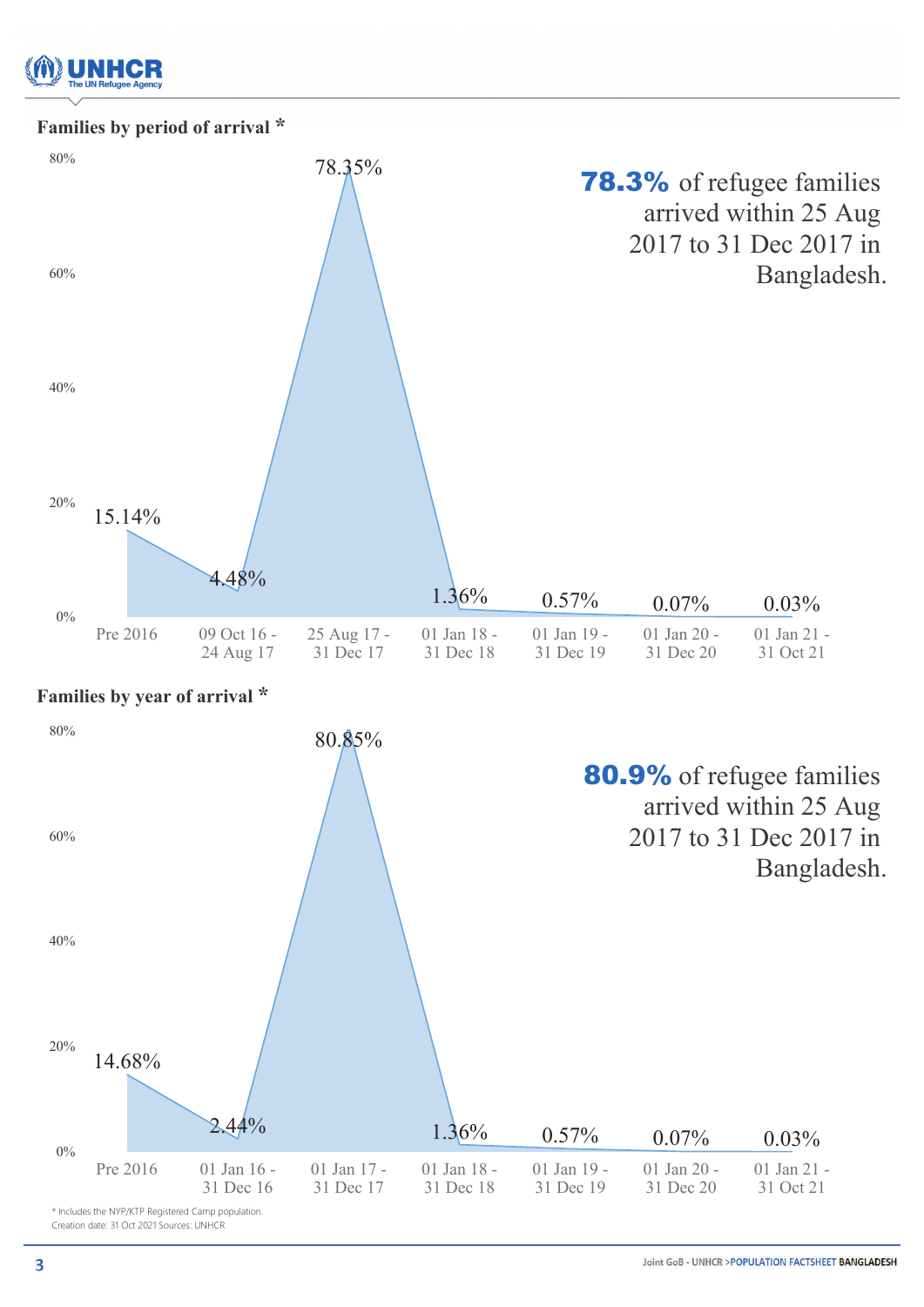**Families by period of arrival ***

80%
60%
40%
20%
0%

15.14%
4.48%
78.35%
1.36%
0.57%
0.07%
0.03%

Pre 2016
09 Oct 16 - 24 Aug 17
25 Aug 17 - 31 Dec 17
01 Jan 18 - 31 Dec 18
01 Jan 19 - 31 Dec 19
01 Jan 20 - 31 Dec 20
01 Jan 21 - 31 Oct 21

**78.3%** of refugee families arrived within 25 Aug 2017 to 31 Dec 2017 in Bangladesh.

**Families by year of arrival ***

80%
60%
40%
20%
0%

14.68%
2.44%
80.85%
1.36%
0.57%
0.07%
0.03%

Pre 2016
01 Jan 16 - 31 Dec 16
01 Jan 17 - 31 Dec 17
01 Jan 18 - 31 Dec 18
01 Jan 19 - 31 Dec 19
01 Jan 20 - 31 Dec 20
01 Jan 21 - 31 Oct 21

**80.9%** of refugee families arrived within 25 Aug 2017 to 31 Dec 2017 in Bangladesh.

* Includes the NYP/KTP Registered Camp population.
Creation date: 31 Oct 2021 Sources: UNHCR